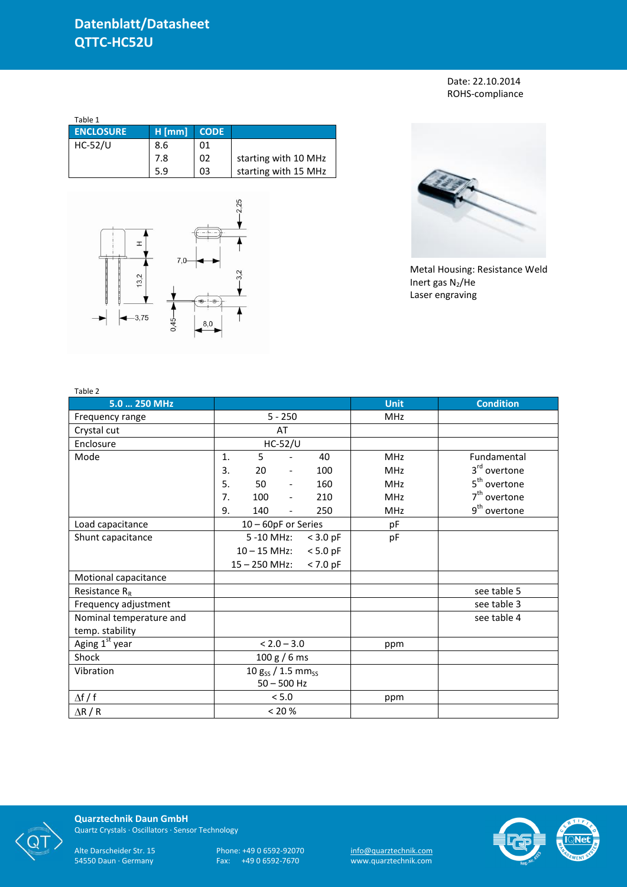# Datenblatt/Datasheet
# QTTC-HC52U

Date: 22.10.2014
ROHS-compliance

Table 1

| ENCLOSURE | H [mm] | CODE | |
|---|---|---|---|
| HC-52/U | 8.6 | 01 | |
| | 7.8 | 02 | starting with 10 MHz |
| | 5.9 | 03 | starting with 15 MHz |

Metal Housing: Resistance Weld
Inert gas $N_2$/He
Laser engraving

Table 2

| 5.0 … 250 MHz | | Unit | Condition |
|---|---|---|---|
| Frequency range | 5 - 250 | MHz | |
| Crystal cut | AT | | |
| Enclosure | HC-52/U | | |
| Mode | 1. 5 - 40 | MHz | Fundamental |
| | 3. 20 - 100 | MHz | 3rd overtone |
| | 5. 50 - 160 | MHz | 5th overtone |
| | 7. 100 - 210 | MHz | 7th overtone |
| | 9. 140 - 250 | MHz | 9th overtone |
| Load capacitance | 10 – 60pF or Series | pF | |
| Shunt capacitance | 5 -10 MHz: < 3.0 pF | pF | |
| | 10 – 15 MHz: < 5.0 pF | | |
| | 15 – 250 MHz: < 7.0 pF | | |
| Motional capacitance | | | |
| Resistance $R_R$ | | | see table 5 |
| Frequency adjustment | | | see table 3 |
| Nominal temperature and temp. stability | | | see table 4 |
| Aging 1st year | < 2.0 – 3.0 | ppm | |
| Shock | 100 g / 6 ms | | |
| Vibration | 10 $g_{SS}$ / 1.5 $mm_{SS}$ 50 – 500 Hz | | |
| $\Delta f / f$ | < 5.0 | ppm | |
| $\Delta R / R$ | < 20 % | | |

**Quarztechnik Daun GmbH**
Quartz Crystals · Oscillators · Sensor Technology

Alte Darscheider Str. 15
54550 Daun · Germany

Phone: +49 0 6592-92070
Fax: +49 0 6592-7670

info@quarztechnik.com
www.quarztechnik.com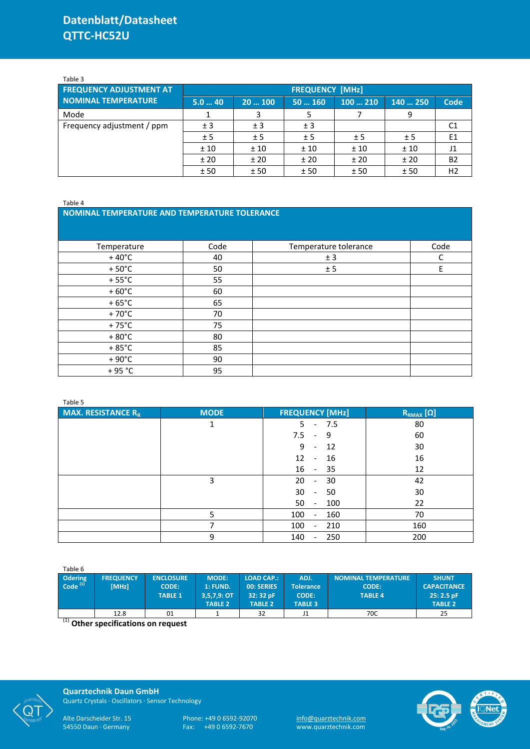Table 3

| FREQUENCY ADJUSTMENT AT NOMINAL TEMPERATURE | FREQUENCY [MHz] | | | | | |
|---|---|---|---|---|---|---|
| | 5.0 … 40 | 20 … 100 | 50 … 160 | 100 … 210 | 140 … 250 | Code |
| Mode | 1 | 3 | 5 | 7 | 9 | |
| Frequency adjustment / ppm | ± 3 | ± 3 | ± 3 | | | C1 |
| | ± 5 | ± 5 | ± 5 | ± 5 | ± 5 | E1 |
| | ± 10 | ± 10 | ± 10 | ± 10 | ± 10 | J1 |
| | ± 20 | ± 20 | ± 20 | ± 20 | ± 20 | B2 |
| | ± 50 | ± 50 | ± 50 | ± 50 | ± 50 | H2 |

Table 4

| NOMINAL TEMPERATURE AND TEMPERATURE TOLERANCE | | | |
|---|---|---|---|
| Temperature | Code | Temperature tolerance | Code |
| + 40°C | 40 | ± 3 | C |
| + 50°C | 50 | ± 5 | E |
| + 55°C | 55 | | |
| + 60°C | 60 | | |
| + 65°C | 65 | | |
| + 70°C | 70 | | |
| + 75°C | 75 | | |
| + 80°C | 80 | | |
| + 85°C | 85 | | |
| + 90°C | 90 | | |
| + 95 °C | 95 | | |

Table 5

| MAX. RESISTANCE $R_R$ | MODE | FREQUENCY [MHz] | $R_{RMAX}$ [Ω] |
|---|---|---|---|
| | 1 | 5 - 7.5 | 80 |
| | | 7.5 - 9 | 60 |
| | | 9 - 12 | 30 |
| | | 12 - 16 | 16 |
| | | 16 - 35 | 12 |
| | 3 | 20 - 30 | 42 |
| | | 30 - 50 | 30 |
| | | 50 - 100 | 22 |
| | 5 | 100 - 160 | 70 |
| | 7 | 100 - 210 | 160 |
| | 9 | 140 - 250 | 200 |

Table 6

| Odering Code [1] | FREQUENCY [MHz] | ENCLOSURE CODE: TABLE 1 | MODE: 1: FUND. 3,5,7,9: OT TABLE 2 | LOAD CAP.: 00: SERIES 32: 32 pF TABLE 2 | ADJ. Tolerance CODE: TABLE 3 | NOMINAL TEMPERATURE CODE: TABLE 4 | SHUNT CAPACITANCE 25: 2.5 pF TABLE 2 |
|---|---|---|---|---|---|---|---|
| | 12.8 | 01 | 1 | 32 | J1 | 70C | 25 |

[1] **Other specifications on request**

**Quarztechnik Daun GmbH**
Quartz Crystals · Oscillators · Sensor Technology

Alte Darscheider Str. 15
54550 Daun · Germany

Phone: +49 0 6592-92070
Fax: +49 0 6592-7670

info@quarztechnik.com
www.quarztechnik.com